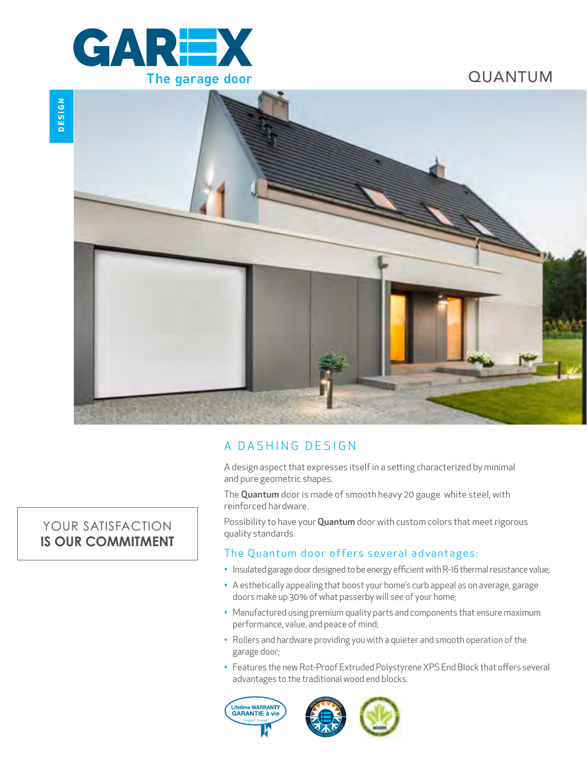GAREX

The garage door

# QUANTUM

DESIGN

## A DASHING DESIGN

A design aspect that expresses itself in a setting characterized by minimal and pure geometric shapes.

The **Quantum** door is made of smooth heavy 20 gauge white steel, with reinforced hardware.

Possibility to have your **Quantum** door with custom colors that meet rigorous quality standards.

YOUR SATISFACTION
**IS OUR COMMITMENT**

### The Quantum door offers several advantages:

- Insulated garage door designed to be energy efficient with R-16 thermal resistance value;
- A esthetically appealing that boost your home's curb appeal as on average, garage doors make up 30% of what passerby will see of your home;
- Manufactured using premium quality parts and components that ensure maximum performance, value, and peace of mind;
- Rollers and hardware providing you with a quieter and smooth operation of the garage door;
- Features the new Rot-Proof Extruded Polystyrene XPS End Block that offers several advantages to the traditional wood end blocks.

Lifetime WARRANTY
GARANTIE à vie
Limited · Limitée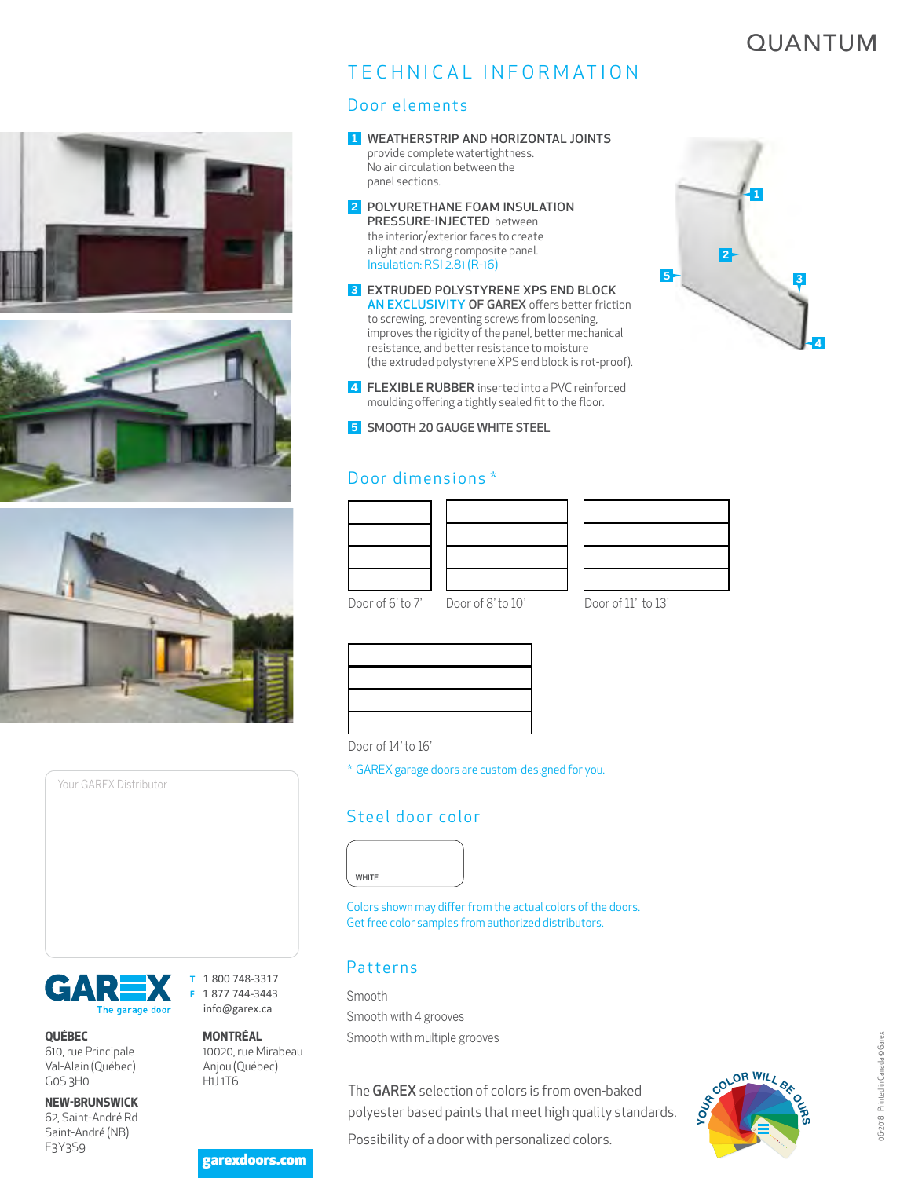# QUANTUM

## TECHNICAL INFORMATION

### Door elements

1. **WEATHERSTRIP AND HORIZONTAL JOINTS** provide complete watertightness. No air circulation between the panel sections.
2. **POLYURETHANE FOAM INSULATION PRESSURE-INJECTED** between the interior/exterior faces to create a light and strong composite panel. Insulation: RSI 2.81 (R-16)
3. **EXTRUDED POLYSTYRENE XPS END BLOCK AN EXCLUSIVITY OF GAREX** offers better friction to screwing, preventing screws from loosening, improves the rigidity of the panel, better mechanical resistance, and better resistance to moisture (the extruded polystyrene XPS end block is rot-proof).
4. **FLEXIBLE RUBBER** inserted into a PVC reinforced moulding offering a tightly sealed fit to the floor.
5. **SMOOTH 20 GAUGE WHITE STEEL**

1
2
3
4
5

### Door dimensions *

Door of 6' to 7'

Door of 8' to 10'

Door of 11' to 13'

Door of 14' to 16'

* GAREX garage doors are custom-designed for you.

### Steel door color

WHITE

Colors shown may differ from the actual colors of the doors.
Get free color samples from authorized distributors.

### Patterns

Smooth
Smooth with 4 grooves
Smooth with multiple grooves

The **GAREX** selection of colors is from oven-baked polyester based paints that meet high quality standards.

Possibility of a door with personalized colors.

YOUR COLOR WILL BE OURS

Your GAREX Distributor

GAREX
The garage door

T 1 800 748-3317
F 1 877 744-3443
info@garex.ca

**QUÉBEC**
610, rue Principale
Val-Alain (Québec)
G0S 3H0

**MONTRÉAL**
10020, rue Mirabeau
Anjou (Québec)
H1J 1T6

**NEW-BRUNSWICK**
62, Saint-André Rd
Saint-André (NB)
E3Y3S9

garexdoors.com

06-2018 Printed in Canada © Garex